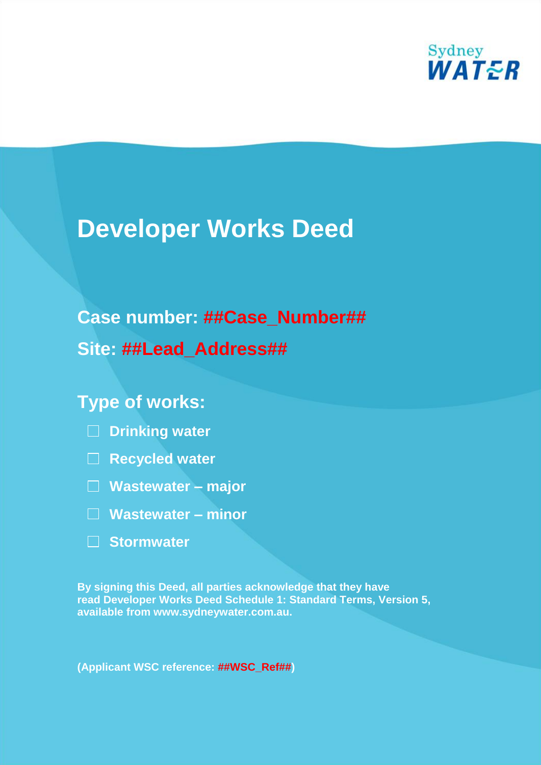Sydney WATER

# Developer Works Deed

**Case number: ##Case_Number##**

**Site: ##Lead_Address##**

## Type of works:

- ☐ Drinking water
- ☐ Recycled water
- ☐ Wastewater – major
- ☐ Wastewater – minor
- ☐ Stormwater

**By signing this Deed, all parties acknowledge that they have read Developer Works Deed Schedule 1: Standard Terms, Version 5, available from www.sydneywater.com.au.**

**(Applicant WSC reference: ##WSC_Ref##)**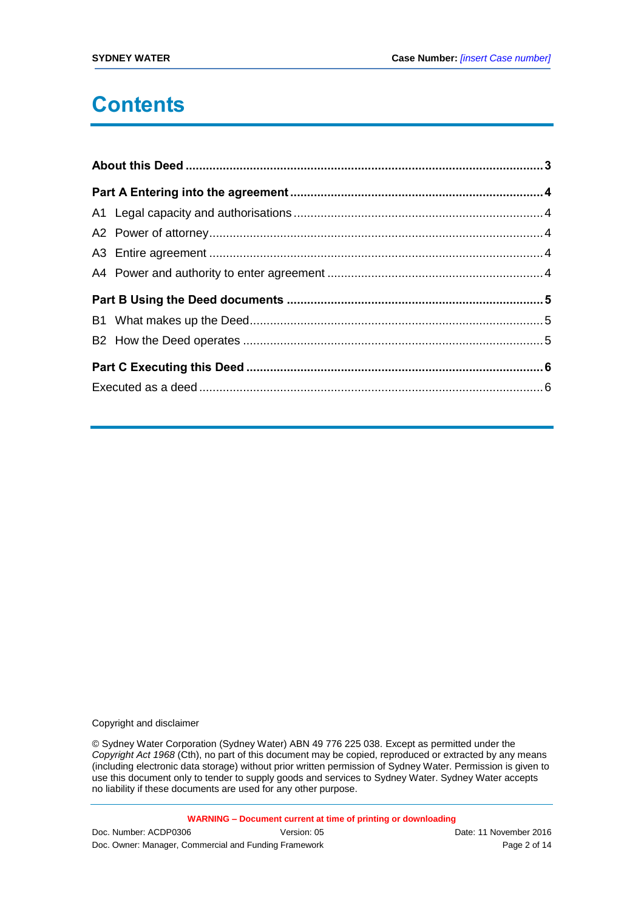# Contents

**About this Deed** ........................................................................................................ **3**

**Part A Entering into the agreement** ......................................................................... **4**

A1 Legal capacity and authorisations ......................................................................... 4

A2 Power of attorney ................................................................................................... 4

A3 Entire agreement ................................................................................................... 4

A4 Power and authority to enter agreement ................................................................ 4

**Part B Using the Deed documents** ........................................................................... **5**

B1 What makes up the Deed ....................................................................................... 5

B2 How the Deed operates .......................................................................................... 5

**Part C Executing this Deed** ....................................................................................... **6**

Executed as a deed ..................................................................................................... 6

Copyright and disclaimer

© Sydney Water Corporation (Sydney Water) ABN 49 776 225 038. Except as permitted under the *Copyright Act 1968* (Cth), no part of this document may be copied, reproduced or extracted by any means (including electronic data storage) without prior written permission of Sydney Water. Permission is given to use this document only to tender to supply goods and services to Sydney Water. Sydney Water accepts no liability if these documents are used for any other purpose.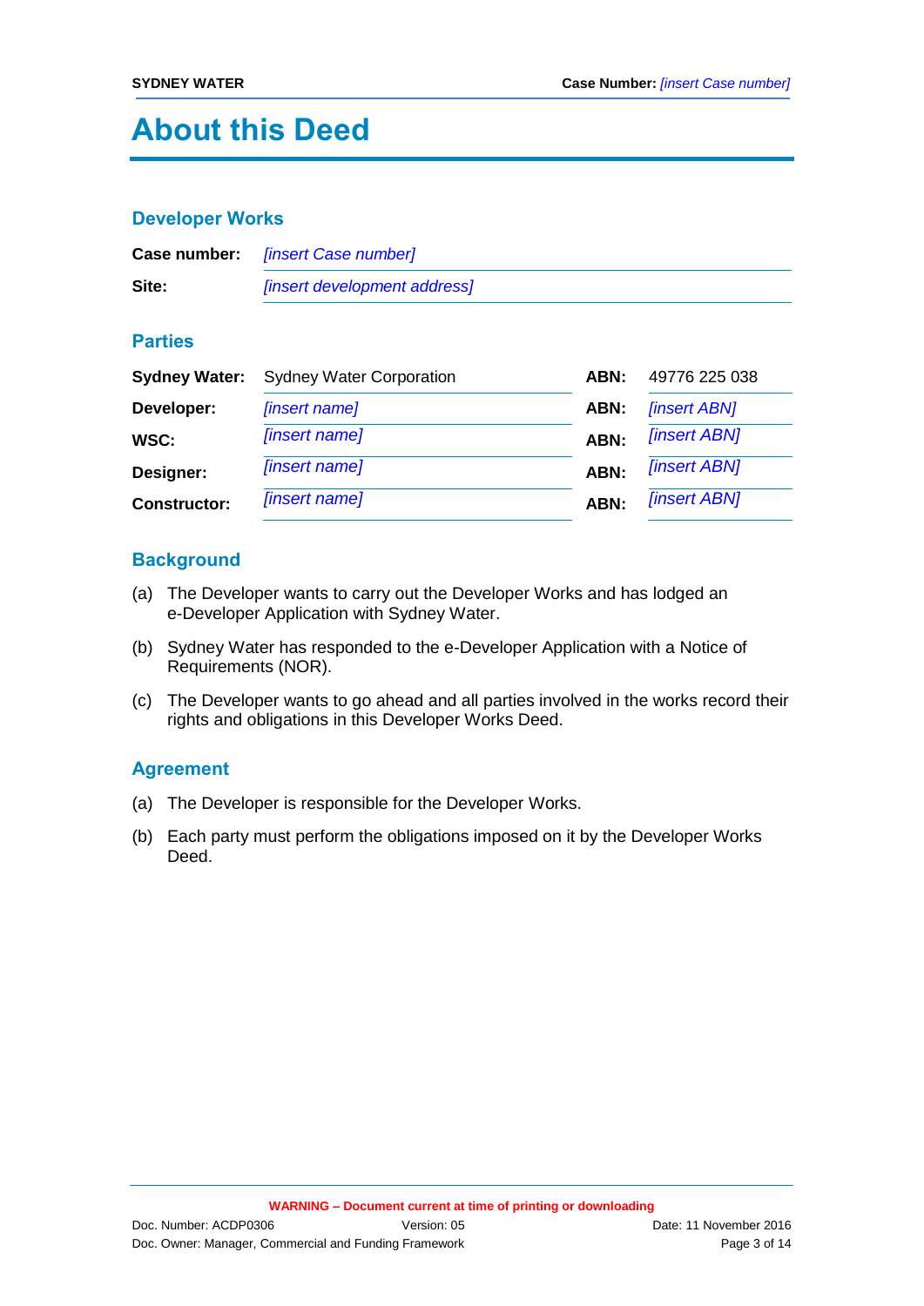# About this Deed

## Developer Works

| | |
|---|---|
| **Case number:** | *[insert Case number]* |
| **Site:** | *[insert development address]* |

## Parties

| | | | |
|---|---|---|---|
| **Sydney Water:** | Sydney Water Corporation | **ABN:** | 49776 225 038 |
| **Developer:** | *[insert name]* | **ABN:** | *[insert ABN]* |
| **WSC:** | *[insert name]* | **ABN:** | *[insert ABN]* |
| **Designer:** | *[insert name]* | **ABN:** | *[insert ABN]* |
| **Constructor:** | *[insert name]* | **ABN:** | *[insert ABN]* |

## Background

(a) The Developer wants to carry out the Developer Works and has lodged an e-Developer Application with Sydney Water.

(b) Sydney Water has responded to the e-Developer Application with a Notice of Requirements (NOR).

(c) The Developer wants to go ahead and all parties involved in the works record their rights and obligations in this Developer Works Deed.

## Agreement

(a) The Developer is responsible for the Developer Works.

(b) Each party must perform the obligations imposed on it by the Developer Works Deed.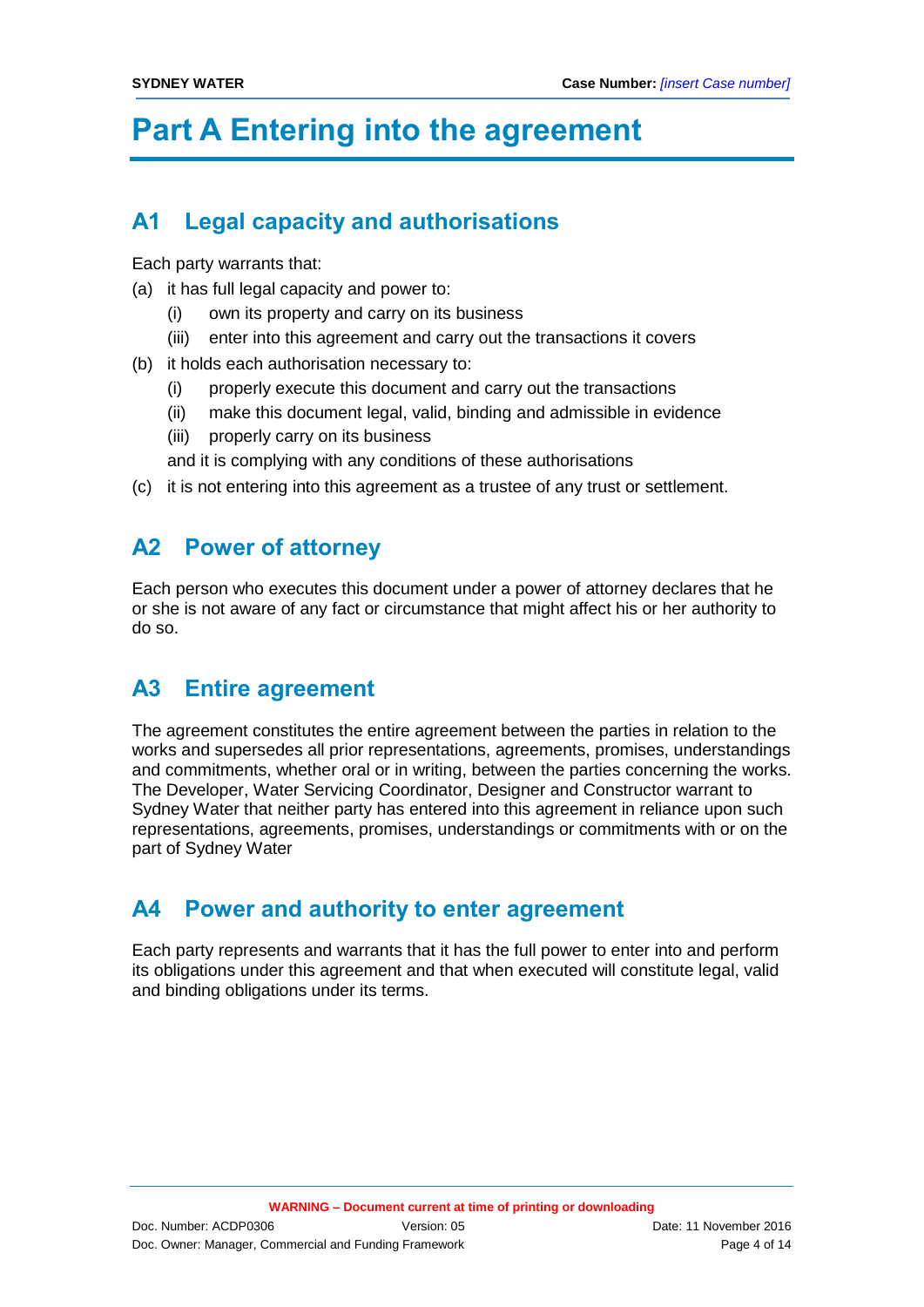# Part A Entering into the agreement

## A1 Legal capacity and authorisations

Each party warrants that:

(a) it has full legal capacity and power to:

  (i) own its property and carry on its business

  (iii) enter into this agreement and carry out the transactions it covers

(b) it holds each authorisation necessary to:

  (i) properly execute this document and carry out the transactions

  (ii) make this document legal, valid, binding and admissible in evidence

  (iii) properly carry on its business

  and it is complying with any conditions of these authorisations

(c) it is not entering into this agreement as a trustee of any trust or settlement.

## A2 Power of attorney

Each person who executes this document under a power of attorney declares that he or she is not aware of any fact or circumstance that might affect his or her authority to do so.

## A3 Entire agreement

The agreement constitutes the entire agreement between the parties in relation to the works and supersedes all prior representations, agreements, promises, understandings and commitments, whether oral or in writing, between the parties concerning the works. The Developer, Water Servicing Coordinator, Designer and Constructor warrant to Sydney Water that neither party has entered into this agreement in reliance upon such representations, agreements, promises, understandings or commitments with or on the part of Sydney Water

## A4 Power and authority to enter agreement

Each party represents and warrants that it has the full power to enter into and perform its obligations under this agreement and that when executed will constitute legal, valid and binding obligations under its terms.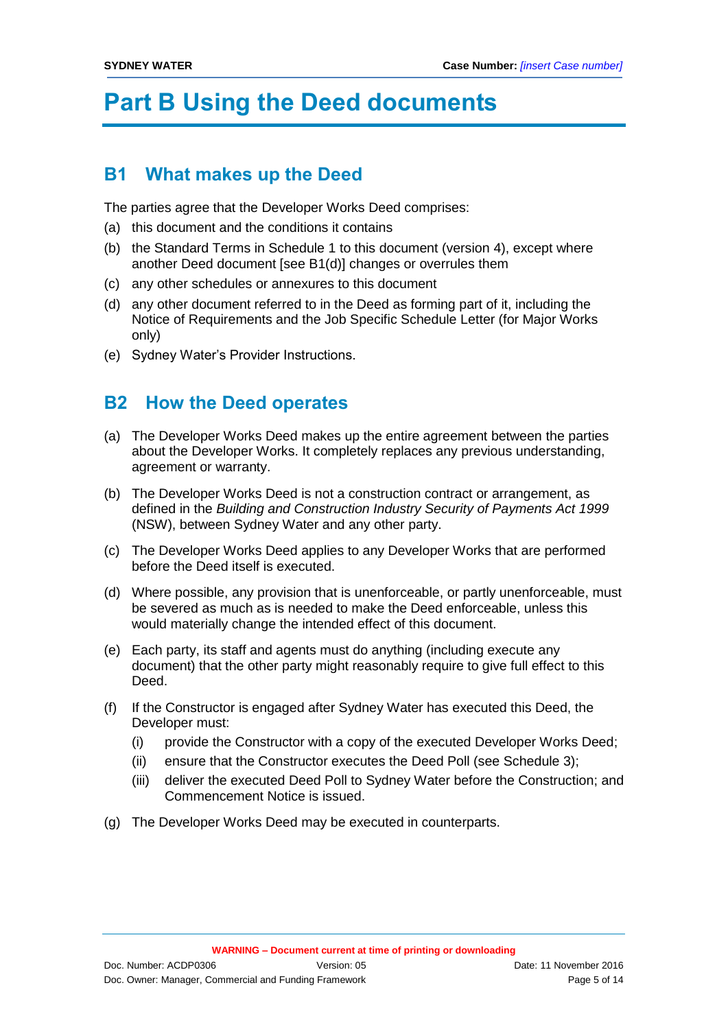# Part B Using the Deed documents

## B1 What makes up the Deed

The parties agree that the Developer Works Deed comprises:

(a) this document and the conditions it contains

(b) the Standard Terms in Schedule 1 to this document (version 4), except where another Deed document [see B1(d)] changes or overrules them

(c) any other schedules or annexures to this document

(d) any other document referred to in the Deed as forming part of it, including the Notice of Requirements and the Job Specific Schedule Letter (for Major Works only)

(e) Sydney Water's Provider Instructions.

## B2 How the Deed operates

(a) The Developer Works Deed makes up the entire agreement between the parties about the Developer Works. It completely replaces any previous understanding, agreement or warranty.

(b) The Developer Works Deed is not a construction contract or arrangement, as defined in the *Building and Construction Industry Security of Payments Act 1999* (NSW), between Sydney Water and any other party.

(c) The Developer Works Deed applies to any Developer Works that are performed before the Deed itself is executed.

(d) Where possible, any provision that is unenforceable, or partly unenforceable, must be severed as much as is needed to make the Deed enforceable, unless this would materially change the intended effect of this document.

(e) Each party, its staff and agents must do anything (including execute any document) that the other party might reasonably require to give full effect to this Deed.

(f) If the Constructor is engaged after Sydney Water has executed this Deed, the Developer must:

- (i) provide the Constructor with a copy of the executed Developer Works Deed;
- (ii) ensure that the Constructor executes the Deed Poll (see Schedule 3);
- (iii) deliver the executed Deed Poll to Sydney Water before the Construction; and Commencement Notice is issued.

(g) The Developer Works Deed may be executed in counterparts.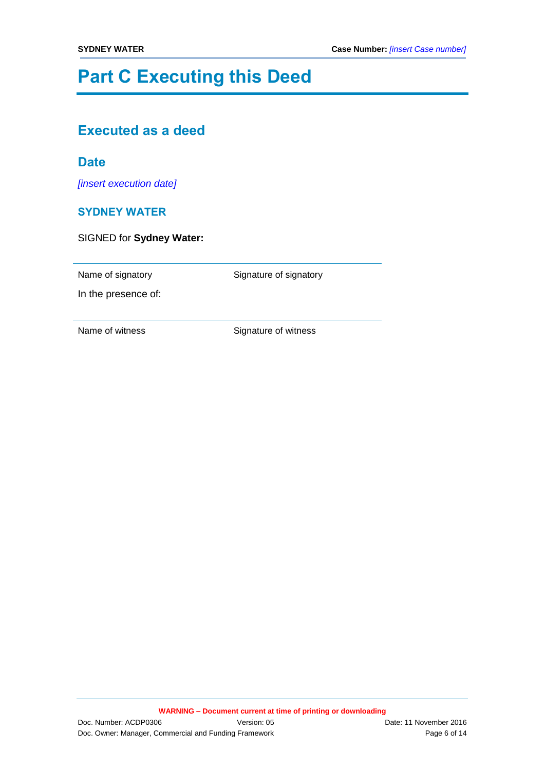# Part C Executing this Deed

## Executed as a deed

## Date

*[insert execution date]*

### SYDNEY WATER

SIGNED for **Sydney Water:**

| Name of signatory | Signature of signatory |
| --- | --- |
| In the presence of: | |

| Name of witness | Signature of witness |
| --- | --- |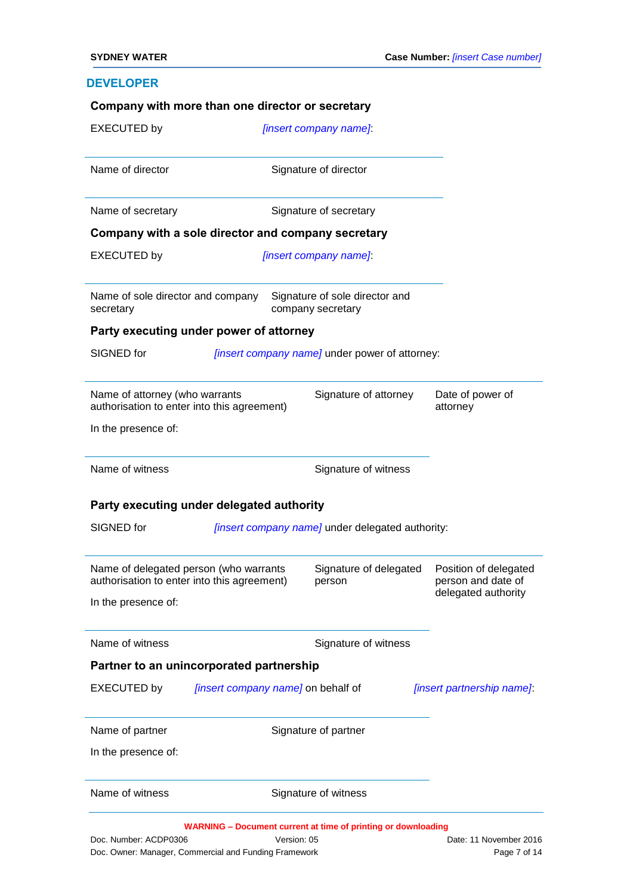## DEVELOPER

**Company with more than one director or secretary**

EXECUTED by *[insert company name]*:

| | |
|---|---|
| Name of director | Signature of director |
| Name of secretary | Signature of secretary |

**Company with a sole director and company secretary**

EXECUTED by *[insert company name]*:

| | |
|---|---|
| Name of sole director and company secretary | Signature of sole director and company secretary |

**Party executing under power of attorney**

SIGNED for *[insert company name]* under power of attorney:

| | | |
|---|---|---|
| Name of attorney (who warrants authorisation to enter into this agreement) | Signature of attorney | Date of power of attorney |

In the presence of:

| | |
|---|---|
| Name of witness | Signature of witness |

**Party executing under delegated authority**

SIGNED for *[insert company name]* under delegated authority:

| | | |
|---|---|---|
| Name of delegated person (who warrants authorisation to enter into this agreement) | Signature of delegated person | Position of delegated person and date of delegated authority |

In the presence of:

| | |
|---|---|
| Name of witness | Signature of witness |

**Partner to an unincorporated partnership**

EXECUTED by *[insert company name]* on behalf of *[insert partnership name]*:

| | |
|---|---|
| Name of partner | Signature of partner |

In the presence of:

| | |
|---|---|
| Name of witness | Signature of witness |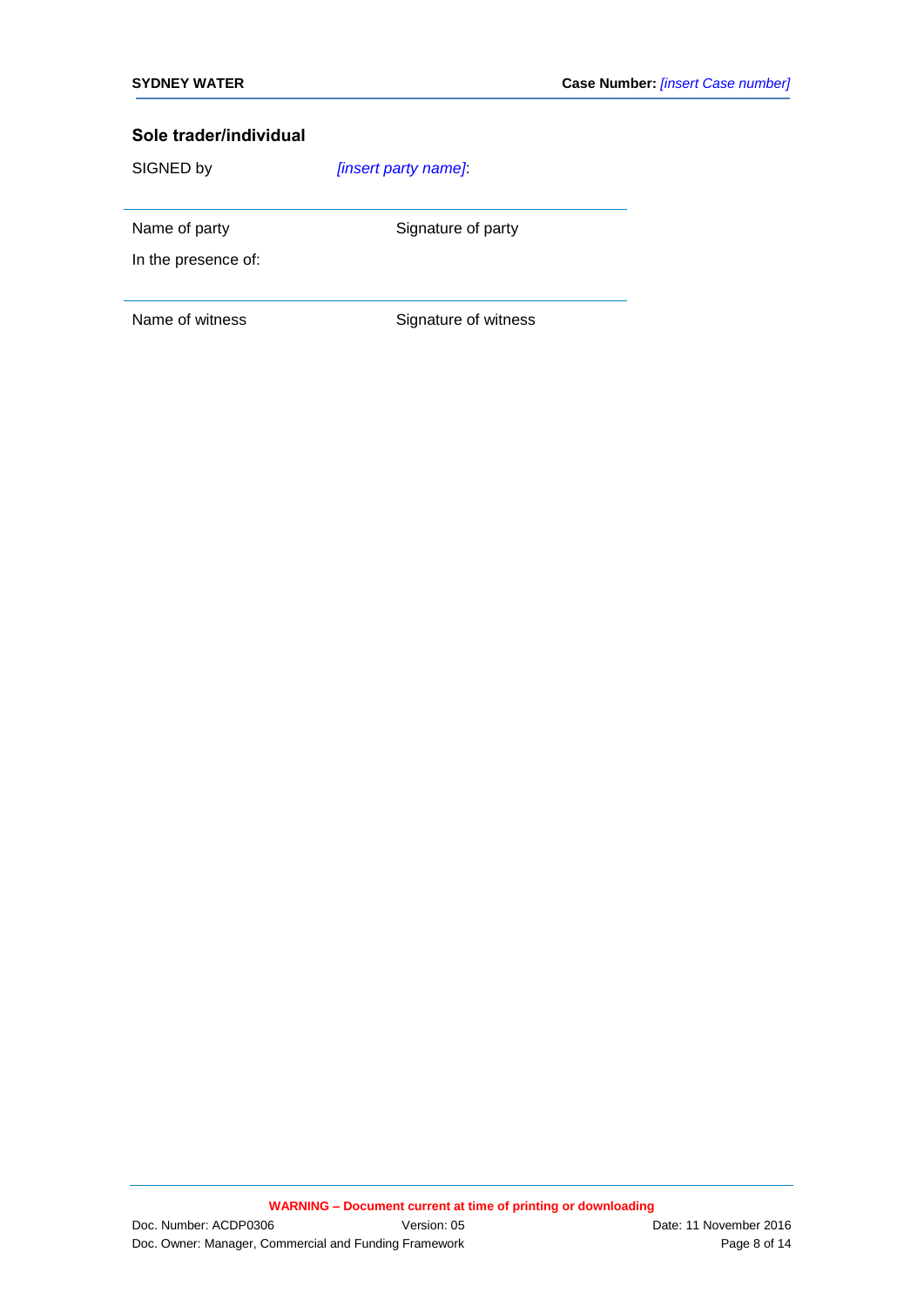### Sole trader/individual

SIGNED by *[insert party name]*:

---

Name of party    Signature of party

In the presence of:

---

Name of witness    Signature of witness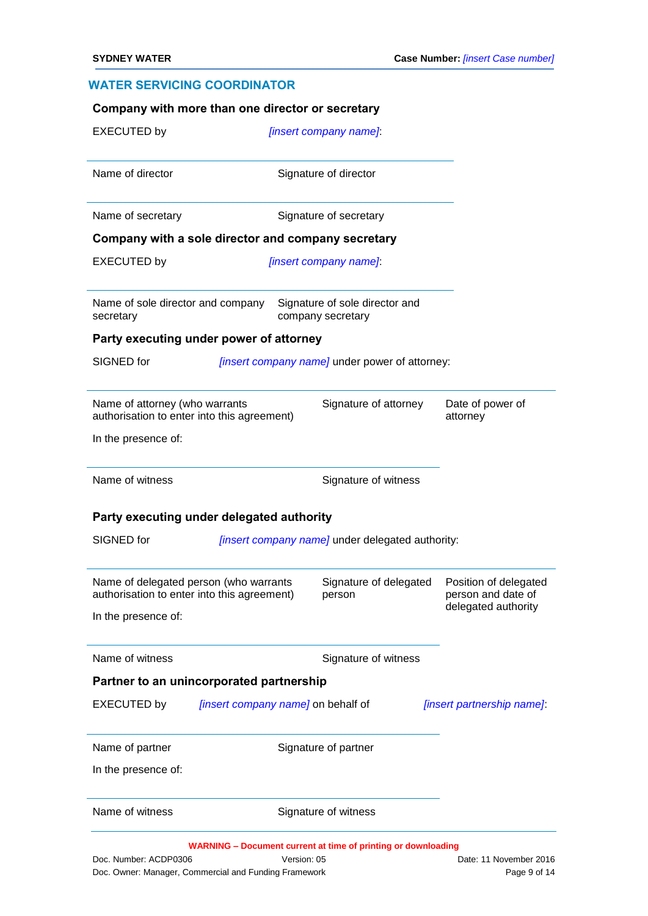## WATER SERVICING COORDINATOR

### Company with more than one director or secretary

EXECUTED by [insert company name]:

| Name of director | Signature of director |
|---|---|
| Name of secretary | Signature of secretary |

### Company with a sole director and company secretary

EXECUTED by [insert company name]:

| Name of sole director and company secretary | Signature of sole director and company secretary |
|---|---|

### Party executing under power of attorney

SIGNED for [insert company name] under power of attorney:

| Name of attorney (who warrants authorisation to enter into this agreement) | Signature of attorney | Date of power of attorney |
|---|---|---|

In the presence of:

| Name of witness | Signature of witness |
|---|---|

### Party executing under delegated authority

SIGNED for [insert company name] under delegated authority:

| Name of delegated person (who warrants authorisation to enter into this agreement) | Signature of delegated person | Position of delegated person and date of delegated authority |
|---|---|---|

In the presence of:

| Name of witness | Signature of witness |
|---|---|

### Partner to an unincorporated partnership

EXECUTED by [insert company name] on behalf of [insert partnership name]:

| Name of partner | Signature of partner |
|---|---|

In the presence of:

| Name of witness | Signature of witness |
|---|---|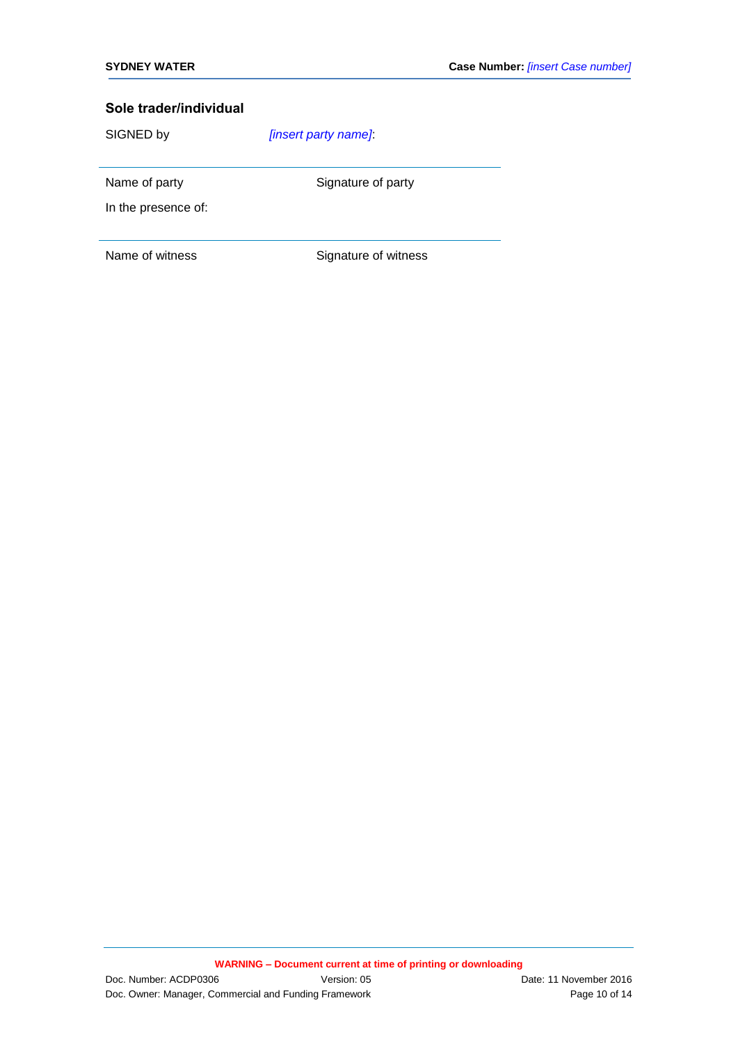## Sole trader/individual

SIGNED by *[insert party name]*:

| | |
|---|---|
| Name of party | Signature of party |

In the presence of:

| | |
|---|---|
| Name of witness | Signature of witness |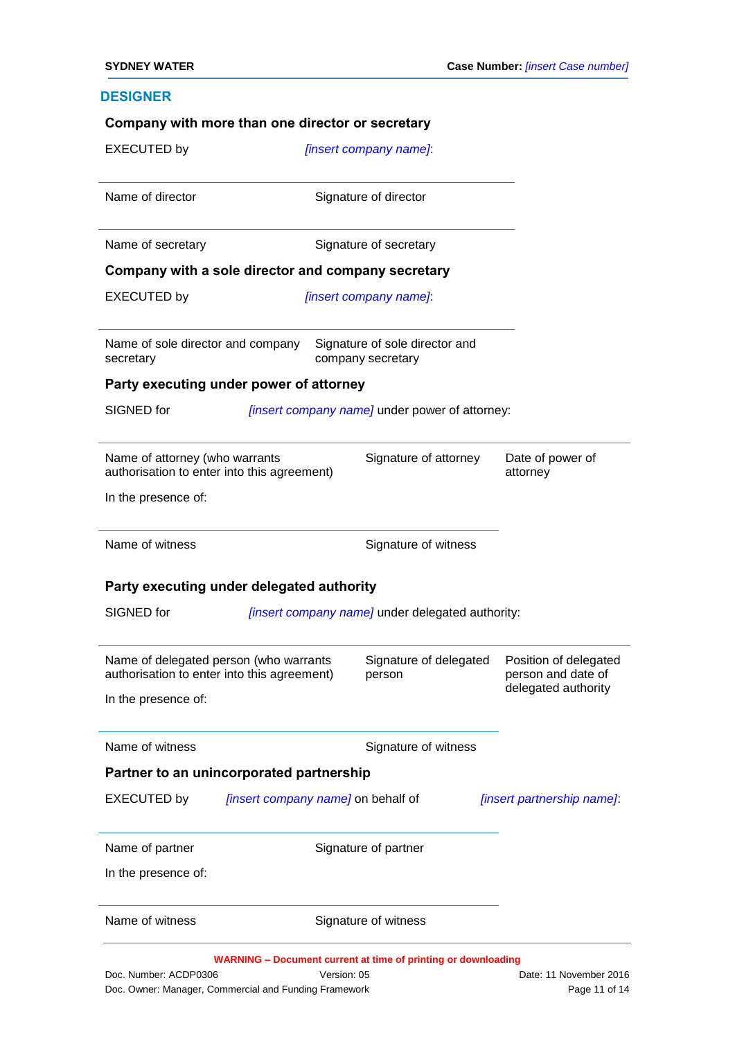## DESIGNER

**Company with more than one director or secretary**

EXECUTED by *[insert company name]*:

| | |
|---|---|
| Name of director | Signature of director |
| Name of secretary | Signature of secretary |

**Company with a sole director and company secretary**

EXECUTED by *[insert company name]*:

| | |
|---|---|
| Name of sole director and company secretary | Signature of sole director and company secretary |

**Party executing under power of attorney**

SIGNED for *[insert company name]* under power of attorney:

| | | |
|---|---|---|
| Name of attorney (who warrants authorisation to enter into this agreement) | Signature of attorney | Date of power of attorney |

In the presence of:

| | |
|---|---|
| Name of witness | Signature of witness |

**Party executing under delegated authority**

SIGNED for *[insert company name]* under delegated authority:

| | | |
|---|---|---|
| Name of delegated person (who warrants authorisation to enter into this agreement) | Signature of delegated person | Position of delegated person and date of delegated authority |

In the presence of:

| | |
|---|---|
| Name of witness | Signature of witness |

**Partner to an unincorporated partnership**

EXECUTED by *[insert company name]* on behalf of *[insert partnership name]*:

| | |
|---|---|
| Name of partner | Signature of partner |

In the presence of:

| | |
|---|---|
| Name of witness | Signature of witness |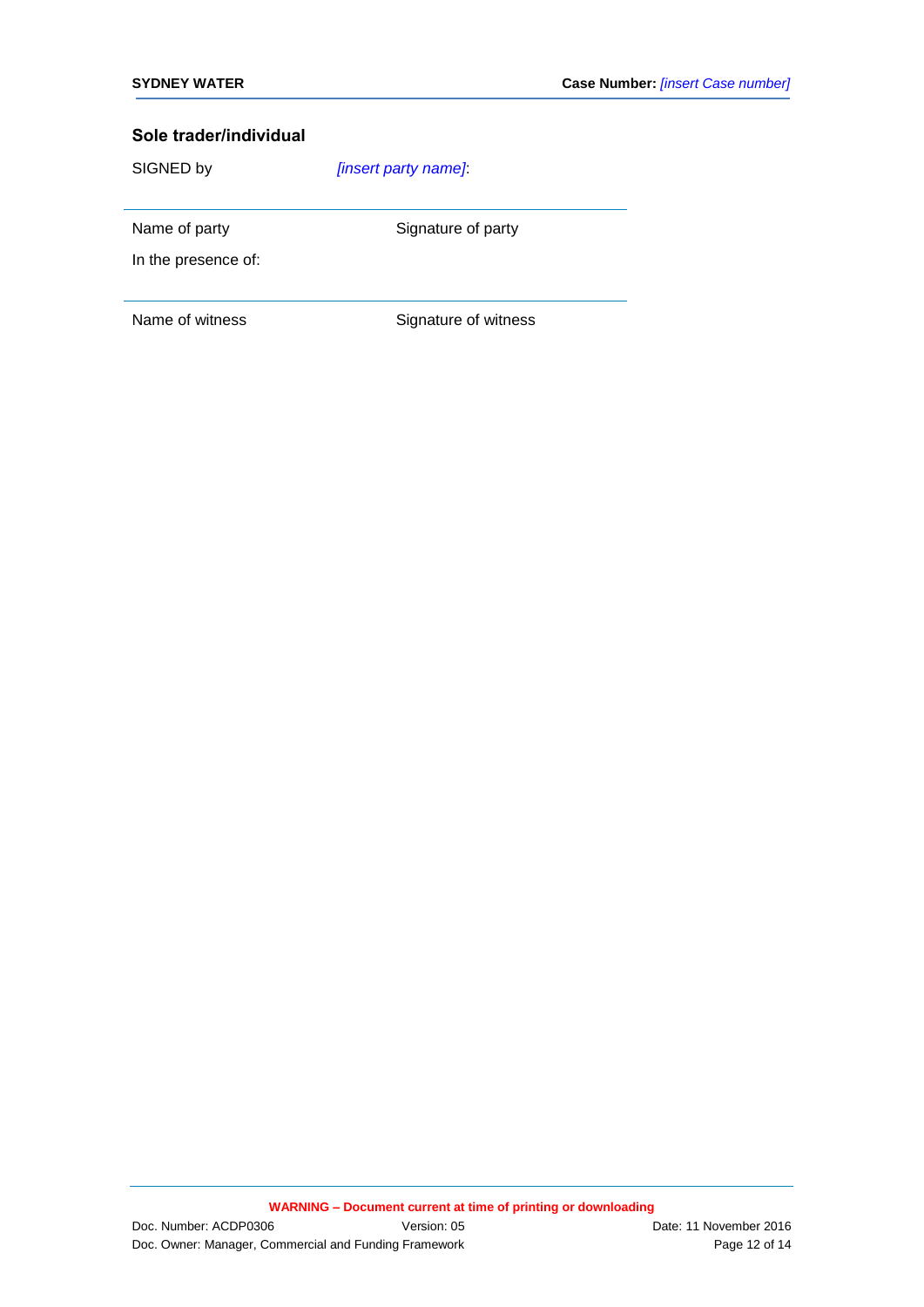### Sole trader/individual

SIGNED by *[insert party name]*:

| | |
|---|---|
| Name of party | Signature of party |

In the presence of:

| | |
|---|---|
| Name of witness | Signature of witness |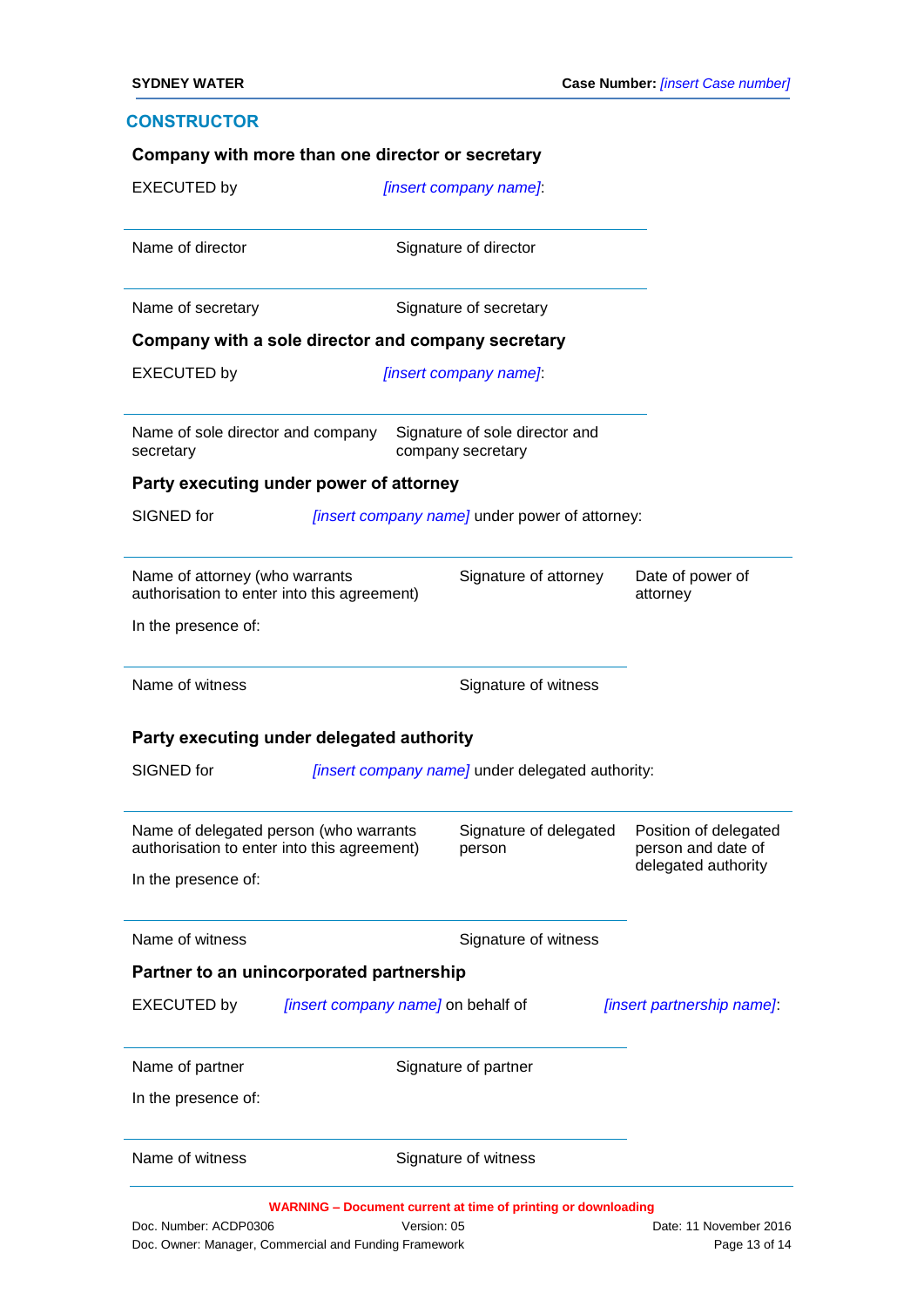## CONSTRUCTOR

**Company with more than one director or secretary**

EXECUTED by *[insert company name]*:

| Name of director | Signature of director |
|---|---|
| Name of secretary | Signature of secretary |

**Company with a sole director and company secretary**

EXECUTED by *[insert company name]*:

| Name of sole director and company secretary | Signature of sole director and company secretary |
|---|---|

**Party executing under power of attorney**

SIGNED for *[insert company name]* under power of attorney:

| Name of attorney (who warrants authorisation to enter into this agreement) | Signature of attorney | Date of power of attorney |
|---|---|---|

In the presence of:

| Name of witness | Signature of witness |
|---|---|

**Party executing under delegated authority**

SIGNED for *[insert company name]* under delegated authority:

| Name of delegated person (who warrants authorisation to enter into this agreement) | Signature of delegated person | Position of delegated person and date of delegated authority |
|---|---|---|

In the presence of:

| Name of witness | Signature of witness |
|---|---|

**Partner to an unincorporated partnership**

EXECUTED by *[insert company name]* on behalf of *[insert partnership name]*:

| Name of partner | Signature of partner |
|---|---|

In the presence of:

| Name of witness | Signature of witness |
|---|---|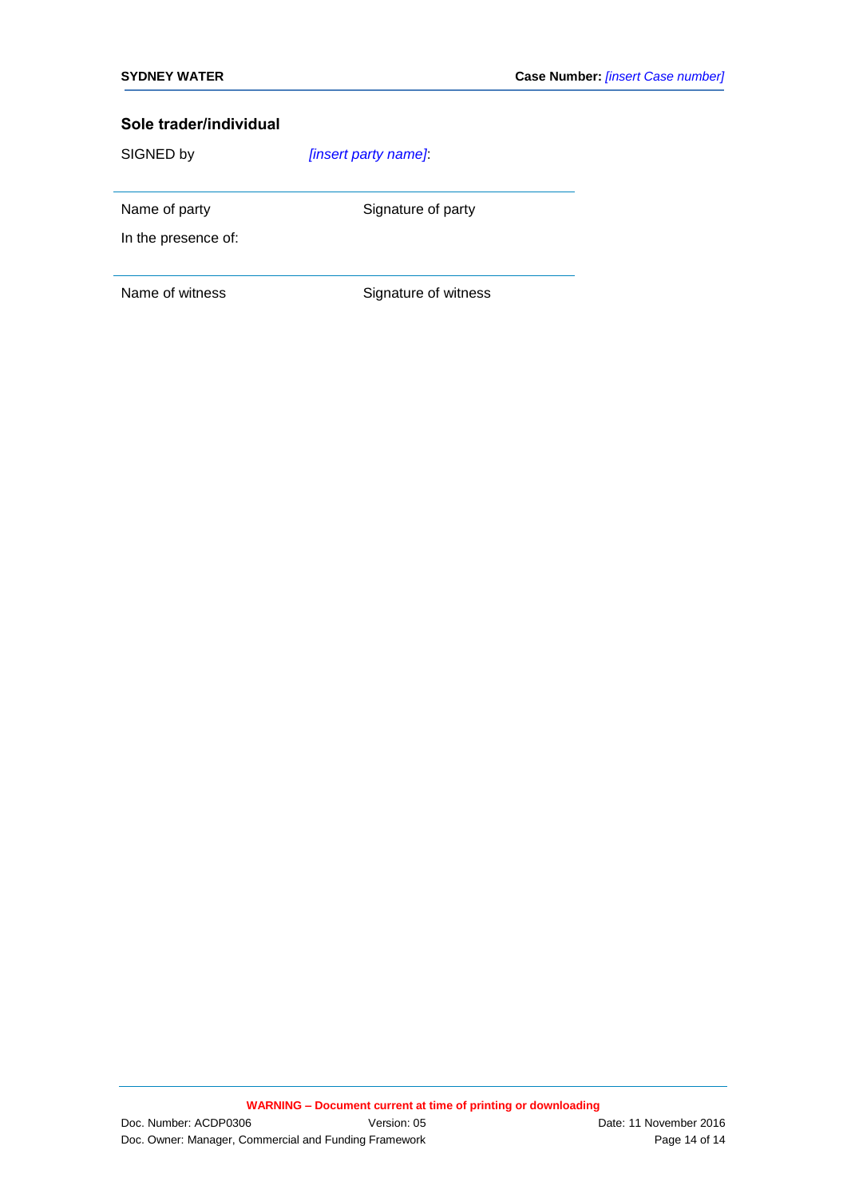### Sole trader/individual

SIGNED by *[insert party name]*:

| | |
|---|---|
| Name of party | Signature of party |

In the presence of:

| | |
|---|---|
| Name of witness | Signature of witness |